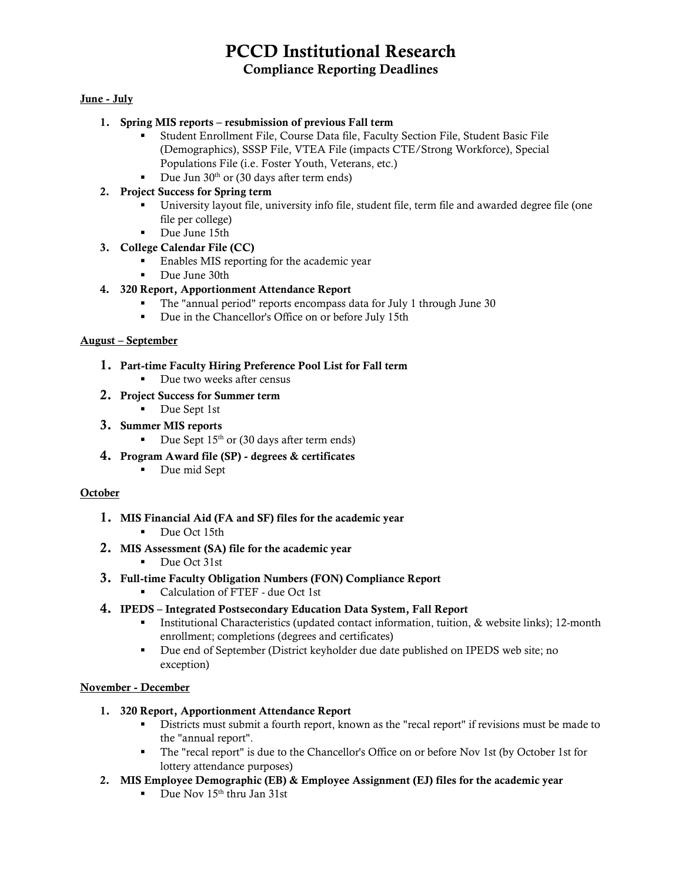# PCCD Institutional Research

## Compliance Reporting Deadlines

**June - July**

1. **Spring MIS reports – resubmission of previous Fall term**
   - Student Enrollment File, Course Data file, Faculty Section File, Student Basic File (Demographics), SSSP File, VTEA File (impacts CTE/Strong Workforce), Special Populations File (i.e. Foster Youth, Veterans, etc.)
   - Due Jun 30th or (30 days after term ends)
2. **Project Success for Spring term**
   - University layout file, university info file, student file, term file and awarded degree file (one file per college)
   - Due June 15th
3. **College Calendar File (CC)**
   - Enables MIS reporting for the academic year
   - Due June 30th
4. **320 Report, Apportionment Attendance Report**
   - The "annual period" reports encompass data for July 1 through June 30
   - Due in the Chancellor's Office on or before July 15th

**August – September**

1. **Part-time Faculty Hiring Preference Pool List for Fall term**
   - Due two weeks after census
2. **Project Success for Summer term**
   - Due Sept 1st
3. **Summer MIS reports**
   - Due Sept 15th or (30 days after term ends)
4. **Program Award file (SP) - degrees & certificates**
   - Due mid Sept

**October**

1. **MIS Financial Aid (FA and SF) files for the academic year**
   - Due Oct 15th
2. **MIS Assessment (SA) file for the academic year**
   - Due Oct 31st
3. **Full-time Faculty Obligation Numbers (FON) Compliance Report**
   - Calculation of FTEF - due Oct 1st
4. **IPEDS – Integrated Postsecondary Education Data System, Fall Report**
   - Institutional Characteristics (updated contact information, tuition, & website links); 12-month enrollment; completions (degrees and certificates)
   - Due end of September (District keyholder due date published on IPEDS web site; no exception)

**November - December**

1. **320 Report, Apportionment Attendance Report**
   - Districts must submit a fourth report, known as the "recal report" if revisions must be made to the "annual report".
   - The "recal report" is due to the Chancellor's Office on or before Nov 1st (by October 1st for lottery attendance purposes)
2. **MIS Employee Demographic (EB) & Employee Assignment (EJ) files for the academic year**
   - Due Nov 15th thru Jan 31st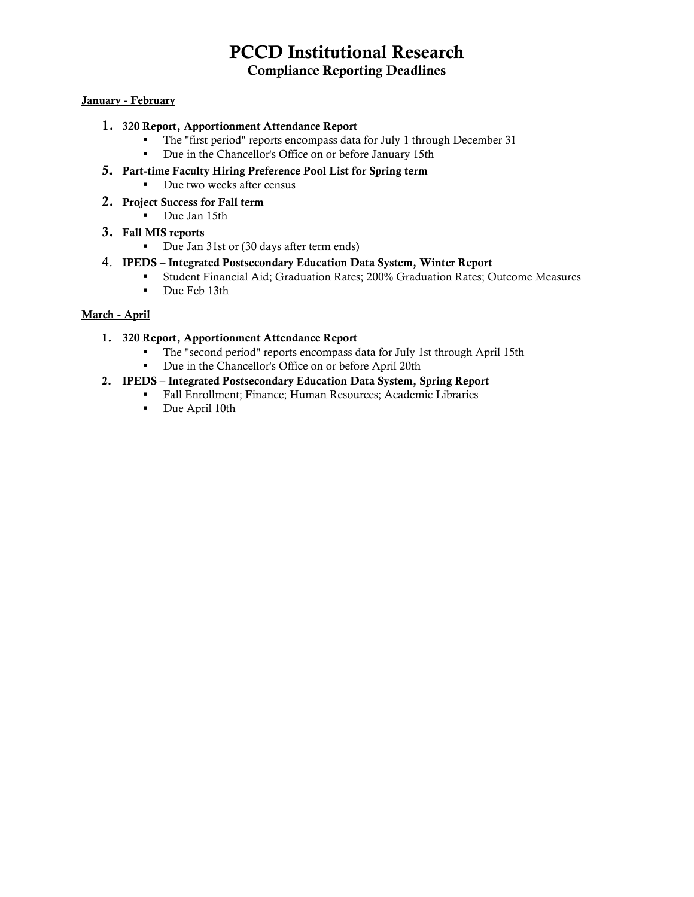# PCCD Institutional Research

## Compliance Reporting Deadlines

**January - February**

1. **320 Report, Apportionment Attendance Report**
   - The "first period" reports encompass data for July 1 through December 31
   - Due in the Chancellor's Office on or before January 15th

5. **Part-time Faculty Hiring Preference Pool List for Spring term**
   - Due two weeks after census

2. **Project Success for Fall term**
   - Due Jan 15th

3. **Fall MIS reports**
   - Due Jan 31st or (30 days after term ends)

4. **IPEDS – Integrated Postsecondary Education Data System, Winter Report**
   - Student Financial Aid; Graduation Rates; 200% Graduation Rates; Outcome Measures
   - Due Feb 13th

**March - April**

1. **320 Report, Apportionment Attendance Report**
   - The "second period" reports encompass data for July 1st through April 15th
   - Due in the Chancellor's Office on or before April 20th

2. **IPEDS – Integrated Postsecondary Education Data System, Spring Report**
   - Fall Enrollment; Finance; Human Resources; Academic Libraries
   - Due April 10th